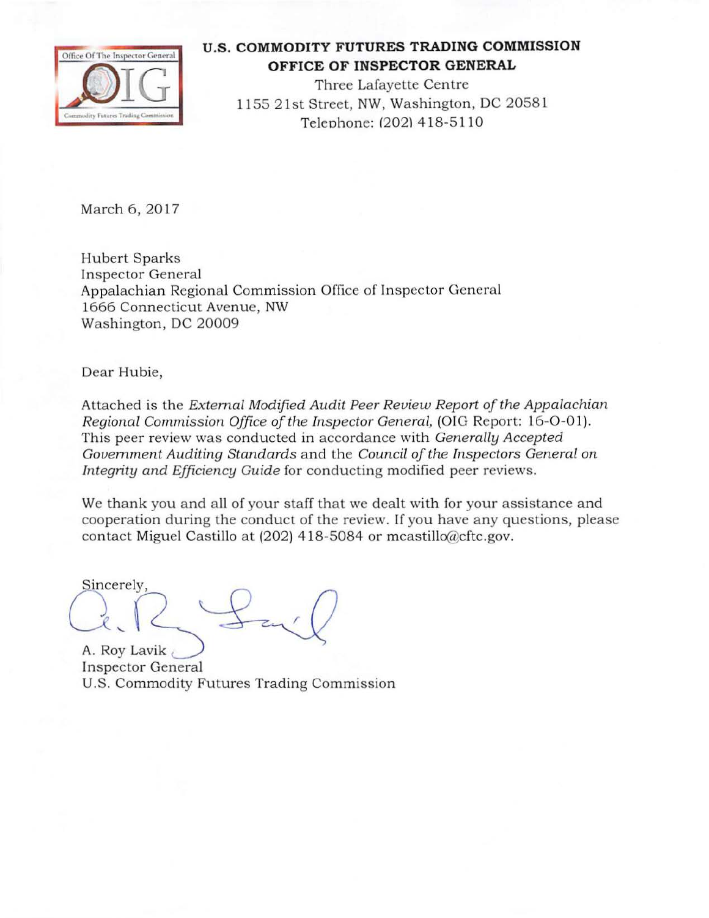**U.S. COMMODITY FUTURES TRADING COMMISSION**
**OFFICE OF INSPECTOR GENERAL**
Three Lafayette Centre
1155 21st Street, NW, Washington, DC 20581
Telephone: (202) 418-5110

March 6, 2017

Hubert Sparks
Inspector General
Appalachian Regional Commission Office of Inspector General
1666 Connecticut Avenue, NW
Washington, DC 20009

Dear Hubie,

Attached is the *External Modified Audit Peer Review Report of the Appalachian Regional Commission Office of the Inspector General,* (OIG Report: 16-O-01). This peer review was conducted in accordance with *Generally Accepted Government Auditing Standards* and the *Council of the Inspectors General on Integrity and Efficiency Guide* for conducting modified peer reviews.

We thank you and all of your staff that we dealt with for your assistance and cooperation during the conduct of the review. If you have any questions, please contact Miguel Castillo at (202) 418-5084 or mcastillo@cftc.gov.

Sincerely,

A. Roy Lavik
Inspector General
U.S. Commodity Futures Trading Commission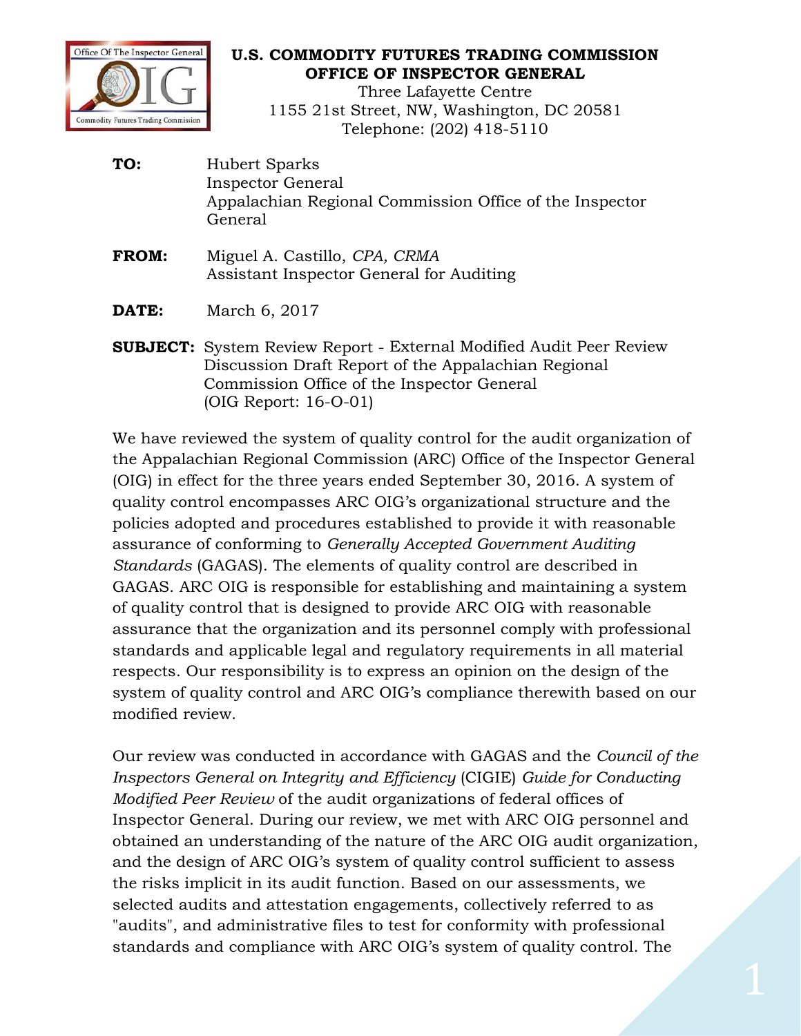**U.S. COMMODITY FUTURES TRADING COMMISSION**
**OFFICE OF INSPECTOR GENERAL**
Three Lafayette Centre
1155 21st Street, NW, Washington, DC 20581
Telephone: (202) 418-5110

**TO:** Hubert Sparks
Inspector General
Appalachian Regional Commission Office of the Inspector General

**FROM:** Miguel A. Castillo, *CPA, CRMA*
Assistant Inspector General for Auditing

**DATE:** March 6, 2017

**SUBJECT:** System Review Report - External Modified Audit Peer Review Discussion Draft Report of the Appalachian Regional Commission Office of the Inspector General
(OIG Report: 16-O-01)

We have reviewed the system of quality control for the audit organization of the Appalachian Regional Commission (ARC) Office of the Inspector General (OIG) in effect for the three years ended September 30, 2016. A system of quality control encompasses ARC OIG's organizational structure and the policies adopted and procedures established to provide it with reasonable assurance of conforming to *Generally Accepted Government Auditing Standards* (GAGAS). The elements of quality control are described in GAGAS. ARC OIG is responsible for establishing and maintaining a system of quality control that is designed to provide ARC OIG with reasonable assurance that the organization and its personnel comply with professional standards and applicable legal and regulatory requirements in all material respects. Our responsibility is to express an opinion on the design of the system of quality control and ARC OIG's compliance therewith based on our modified review.

Our review was conducted in accordance with GAGAS and the *Council of the Inspectors General on Integrity and Efficiency* (CIGIE) *Guide for Conducting Modified Peer Review* of the audit organizations of federal offices of Inspector General. During our review, we met with ARC OIG personnel and obtained an understanding of the nature of the ARC OIG audit organization, and the design of ARC OIG's system of quality control sufficient to assess the risks implicit in its audit function. Based on our assessments, we selected audits and attestation engagements, collectively referred to as "audits", and administrative files to test for conformity with professional standards and compliance with ARC OIG's system of quality control. The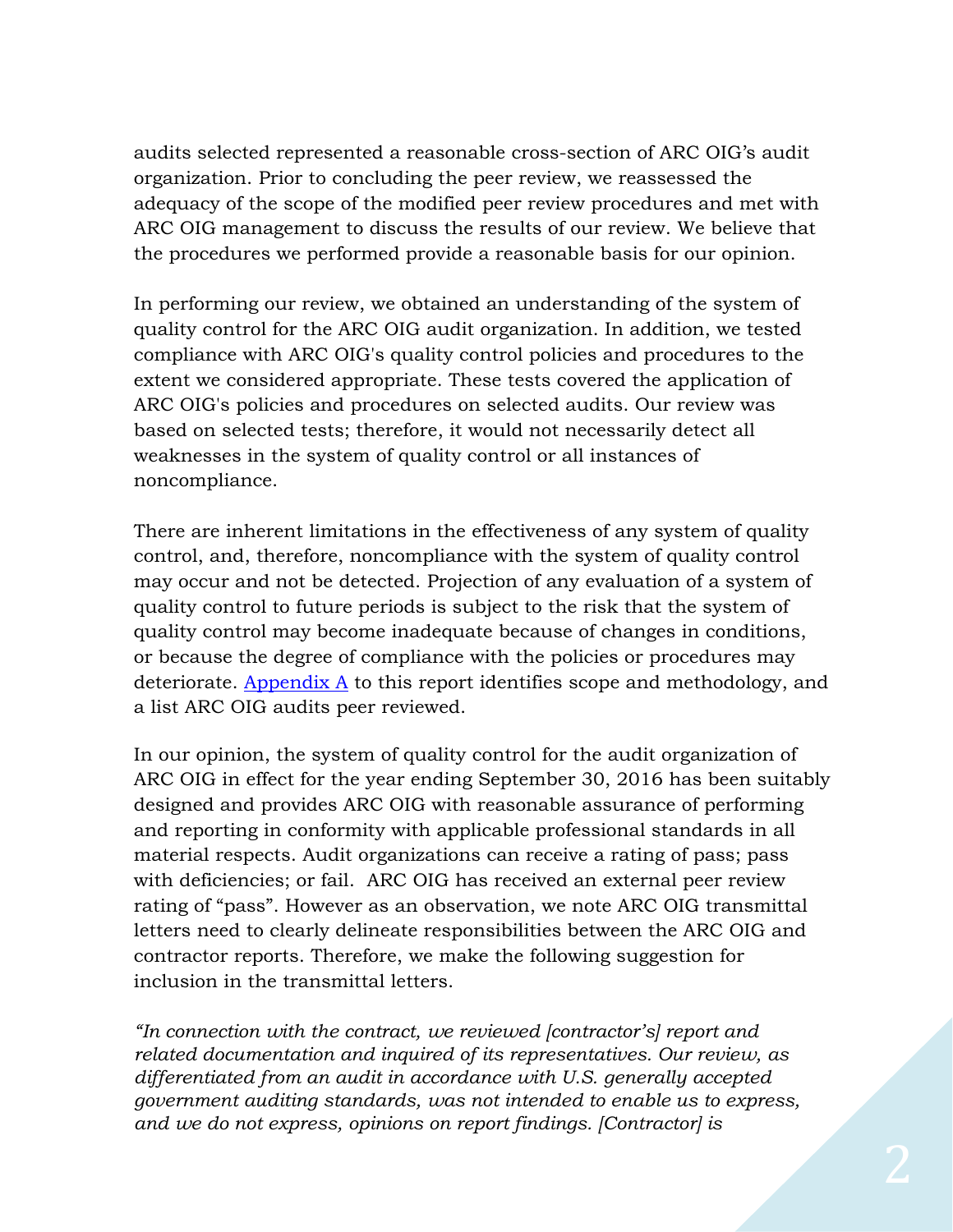audits selected represented a reasonable cross-section of ARC OIG's audit organization. Prior to concluding the peer review, we reassessed the adequacy of the scope of the modified peer review procedures and met with ARC OIG management to discuss the results of our review. We believe that the procedures we performed provide a reasonable basis for our opinion.

In performing our review, we obtained an understanding of the system of quality control for the ARC OIG audit organization. In addition, we tested compliance with ARC OIG's quality control policies and procedures to the extent we considered appropriate. These tests covered the application of ARC OIG's policies and procedures on selected audits. Our review was based on selected tests; therefore, it would not necessarily detect all weaknesses in the system of quality control or all instances of noncompliance.

There are inherent limitations in the effectiveness of any system of quality control, and, therefore, noncompliance with the system of quality control may occur and not be detected. Projection of any evaluation of a system of quality control to future periods is subject to the risk that the system of quality control may become inadequate because of changes in conditions, or because the degree of compliance with the policies or procedures may deteriorate. Appendix A to this report identifies scope and methodology, and a list ARC OIG audits peer reviewed.

In our opinion, the system of quality control for the audit organization of ARC OIG in effect for the year ending September 30, 2016 has been suitably designed and provides ARC OIG with reasonable assurance of performing and reporting in conformity with applicable professional standards in all material respects. Audit organizations can receive a rating of pass; pass with deficiencies; or fail. ARC OIG has received an external peer review rating of "pass". However as an observation, we note ARC OIG transmittal letters need to clearly delineate responsibilities between the ARC OIG and contractor reports. Therefore, we make the following suggestion for inclusion in the transmittal letters.

*"In connection with the contract, we reviewed [contractor's] report and related documentation and inquired of its representatives. Our review, as differentiated from an audit in accordance with U.S. generally accepted government auditing standards, was not intended to enable us to express, and we do not express, opinions on report findings. [Contractor] is*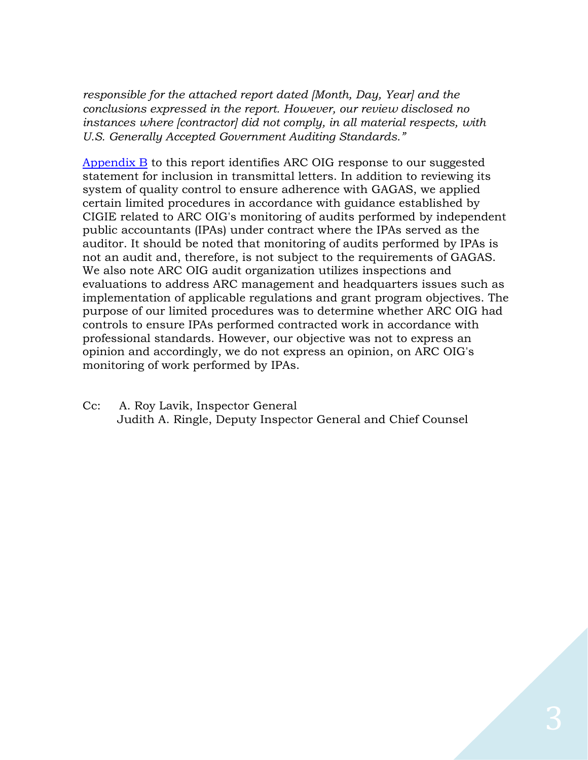*responsible for the attached report dated [Month, Day, Year] and the conclusions expressed in the report. However, our review disclosed no instances where [contractor] did not comply, in all material respects, with U.S. Generally Accepted Government Auditing Standards."*

Appendix B to this report identifies ARC OIG response to our suggested statement for inclusion in transmittal letters. In addition to reviewing its system of quality control to ensure adherence with GAGAS, we applied certain limited procedures in accordance with guidance established by CIGIE related to ARC OIG's monitoring of audits performed by independent public accountants (IPAs) under contract where the IPAs served as the auditor. It should be noted that monitoring of audits performed by IPAs is not an audit and, therefore, is not subject to the requirements of GAGAS. We also note ARC OIG audit organization utilizes inspections and evaluations to address ARC management and headquarters issues such as implementation of applicable regulations and grant program objectives. The purpose of our limited procedures was to determine whether ARC OIG had controls to ensure IPAs performed contracted work in accordance with professional standards. However, our objective was not to express an opinion and accordingly, we do not express an opinion, on ARC OIG's monitoring of work performed by IPAs.

Cc: A. Roy Lavik, Inspector General
Judith A. Ringle, Deputy Inspector General and Chief Counsel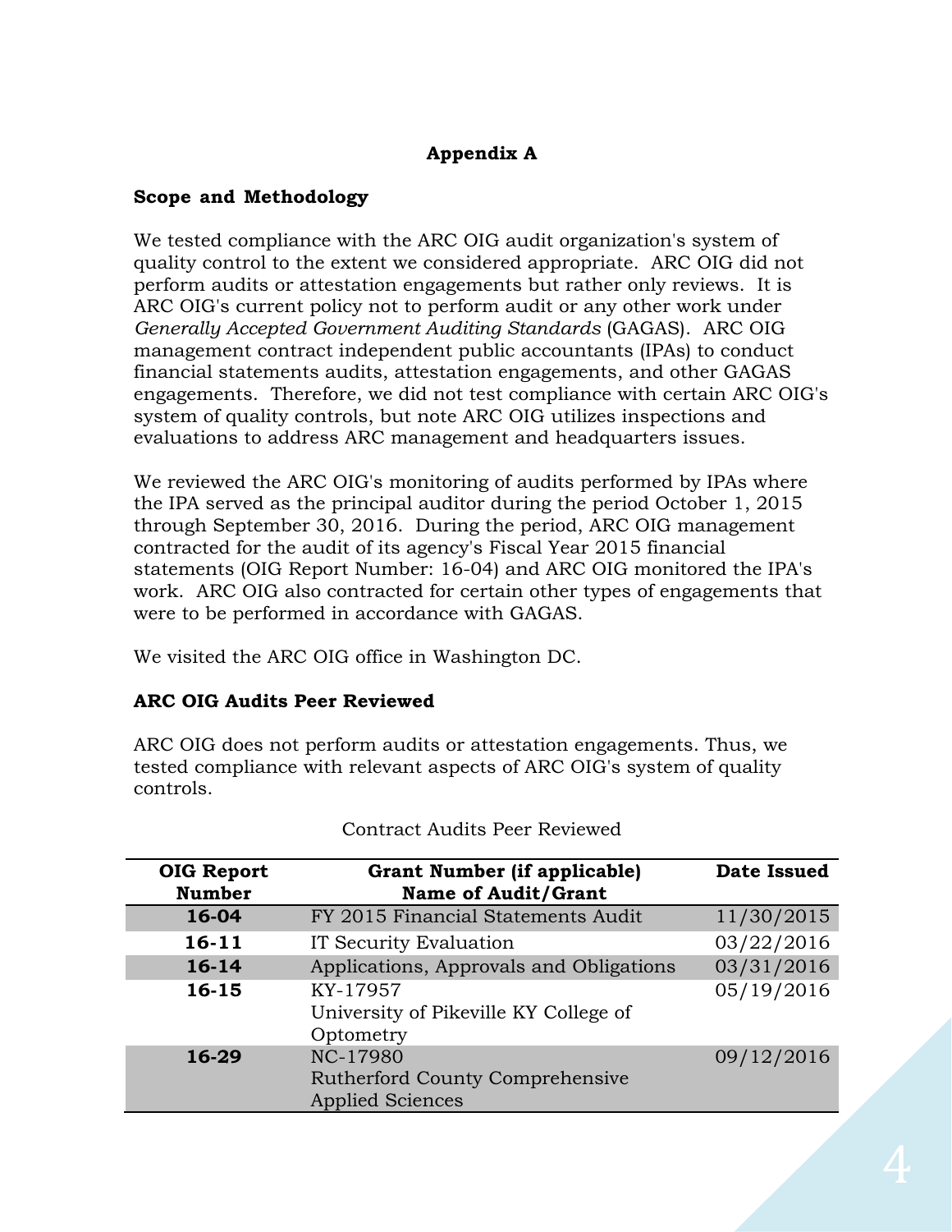# Appendix A

## Scope and Methodology

We tested compliance with the ARC OIG audit organization's system of quality control to the extent we considered appropriate. ARC OIG did not perform audits or attestation engagements but rather only reviews. It is ARC OIG's current policy not to perform audit or any other work under *Generally Accepted Government Auditing Standards* (GAGAS). ARC OIG management contract independent public accountants (IPAs) to conduct financial statements audits, attestation engagements, and other GAGAS engagements. Therefore, we did not test compliance with certain ARC OIG's system of quality controls, but note ARC OIG utilizes inspections and evaluations to address ARC management and headquarters issues.

We reviewed the ARC OIG's monitoring of audits performed by IPAs where the IPA served as the principal auditor during the period October 1, 2015 through September 30, 2016. During the period, ARC OIG management contracted for the audit of its agency's Fiscal Year 2015 financial statements (OIG Report Number: 16-04) and ARC OIG monitored the IPA's work. ARC OIG also contracted for certain other types of engagements that were to be performed in accordance with GAGAS.

We visited the ARC OIG office in Washington DC.

## ARC OIG Audits Peer Reviewed

ARC OIG does not perform audits or attestation engagements. Thus, we tested compliance with relevant aspects of ARC OIG's system of quality controls.

Contract Audits Peer Reviewed

| OIG Report Number | Grant Number (if applicable) Name of Audit/Grant | Date Issued |
|---|---|---|
| **16-04** | FY 2015 Financial Statements Audit | 11/30/2015 |
| **16-11** | IT Security Evaluation | 03/22/2016 |
| **16-14** | Applications, Approvals and Obligations | 03/31/2016 |
| **16-15** | KY-17957 University of Pikeville KY College of Optometry | 05/19/2016 |
| **16-29** | NC-17980 Rutherford County Comprehensive Applied Sciences | 09/12/2016 |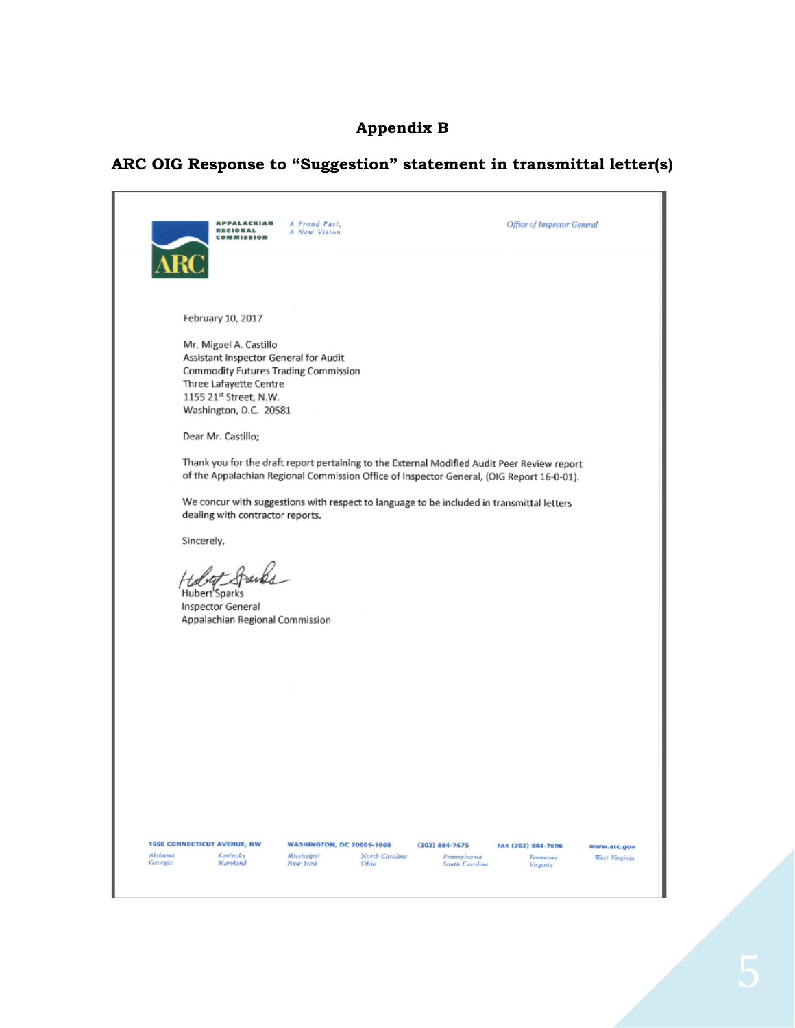# Appendix B

## ARC OIG Response to "Suggestion" statement in transmittal letter(s)

APPALACHIAN REGIONAL COMMISSION

*A Proud Past, A New Vision*

*Office of Inspector General*

ARC

February 10, 2017

Mr. Miguel A. Castillo
Assistant Inspector General for Audit
Commodity Futures Trading Commission
Three Lafayette Centre
1155 21st Street, N.W.
Washington, D.C. 20581

Dear Mr. Castillo;

Thank you for the draft report pertaining to the External Modified Audit Peer Review report of the Appalachian Regional Commission Office of Inspector General, (OIG Report 16-0-01).

We concur with suggestions with respect to language to be included in transmittal letters dealing with contractor reports.

Sincerely,

Hubert Sparks
Inspector General
Appalachian Regional Commission

1666 CONNECTICUT AVENUE, NW WASHINGTON, DC 20009-1068 (202) 884-7675 FAX (202) 884-7696 www.arc.gov

*Alabama Georgia Kentucky Maryland Mississippi New York North Carolina Ohio Pennsylvania South Carolina Tennessee Virginia West Virginia*